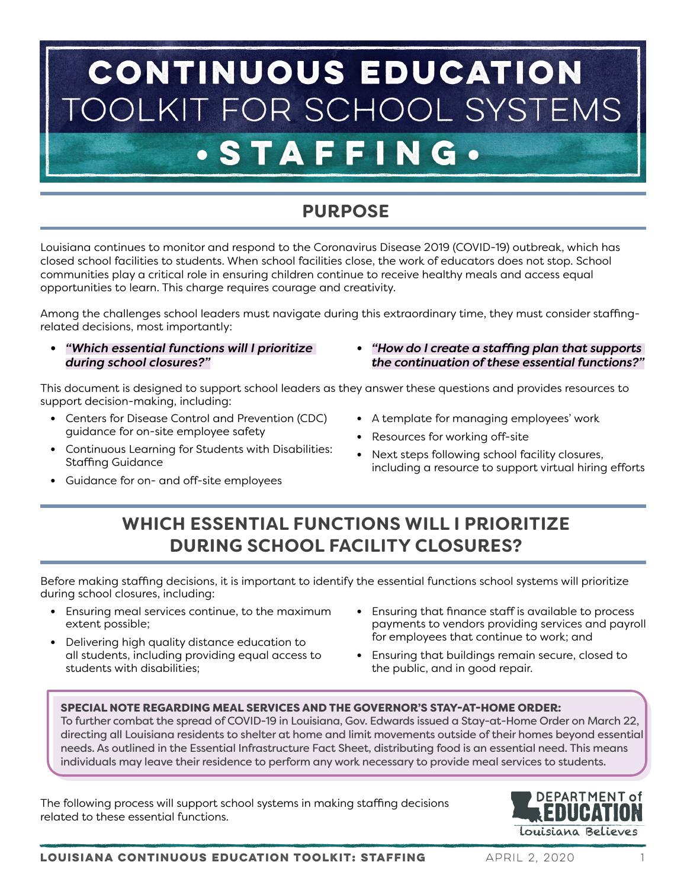# CONTINUOUS EDUCATION TOOLKIT FOR SCHOOL SYSTEMS

# • STAFFING •

## PURPOSE

Louisiana continues to monitor and respond to the Coronavirus Disease 2019 (COVID-19) outbreak, which has closed school facilities to students. When school facilities close, the work of educators does not stop. School communities play a critical role in ensuring children continue to receive healthy meals and access equal opportunities to learn. This charge requires courage and creativity.

Among the challenges school leaders must navigate during this extraordinary time, they must consider staffing-related decisions, most importantly:

- ***"Which essential functions will I prioritize during school closures?"***
- ***"How do I create a staffing plan that supports the continuation of these essential functions?"***

This document is designed to support school leaders as they answer these questions and provides resources to support decision-making, including:

- Centers for Disease Control and Prevention (CDC) guidance for on-site employee safety
- Continuous Learning for Students with Disabilities: Staffing Guidance
- Guidance for on- and off-site employees
- A template for managing employees' work
- Resources for working off-site
- Next steps following school facility closures, including a resource to support virtual hiring efforts

## WHICH ESSENTIAL FUNCTIONS WILL I PRIORITIZE DURING SCHOOL FACILITY CLOSURES?

Before making staffing decisions, it is important to identify the essential functions school systems will prioritize during school closures, including:

- Ensuring meal services continue, to the maximum extent possible;
- Delivering high quality distance education to all students, including providing equal access to students with disabilities;
- Ensuring that finance staff is available to process payments to vendors providing services and payroll for employees that continue to work; and
- Ensuring that buildings remain secure, closed to the public, and in good repair.

**SPECIAL NOTE REGARDING MEAL SERVICES AND THE GOVERNOR'S STAY-AT-HOME ORDER:**
To further combat the spread of COVID-19 in Louisiana, Gov. Edwards issued a Stay-at-Home Order on March 22, directing all Louisiana residents to shelter at home and limit movements outside of their homes beyond essential needs. As outlined in the Essential Infrastructure Fact Sheet, distributing food is an essential need. This means individuals may leave their residence to perform any work necessary to provide meal services to students.

The following process will support school systems in making staffing decisions related to these essential functions.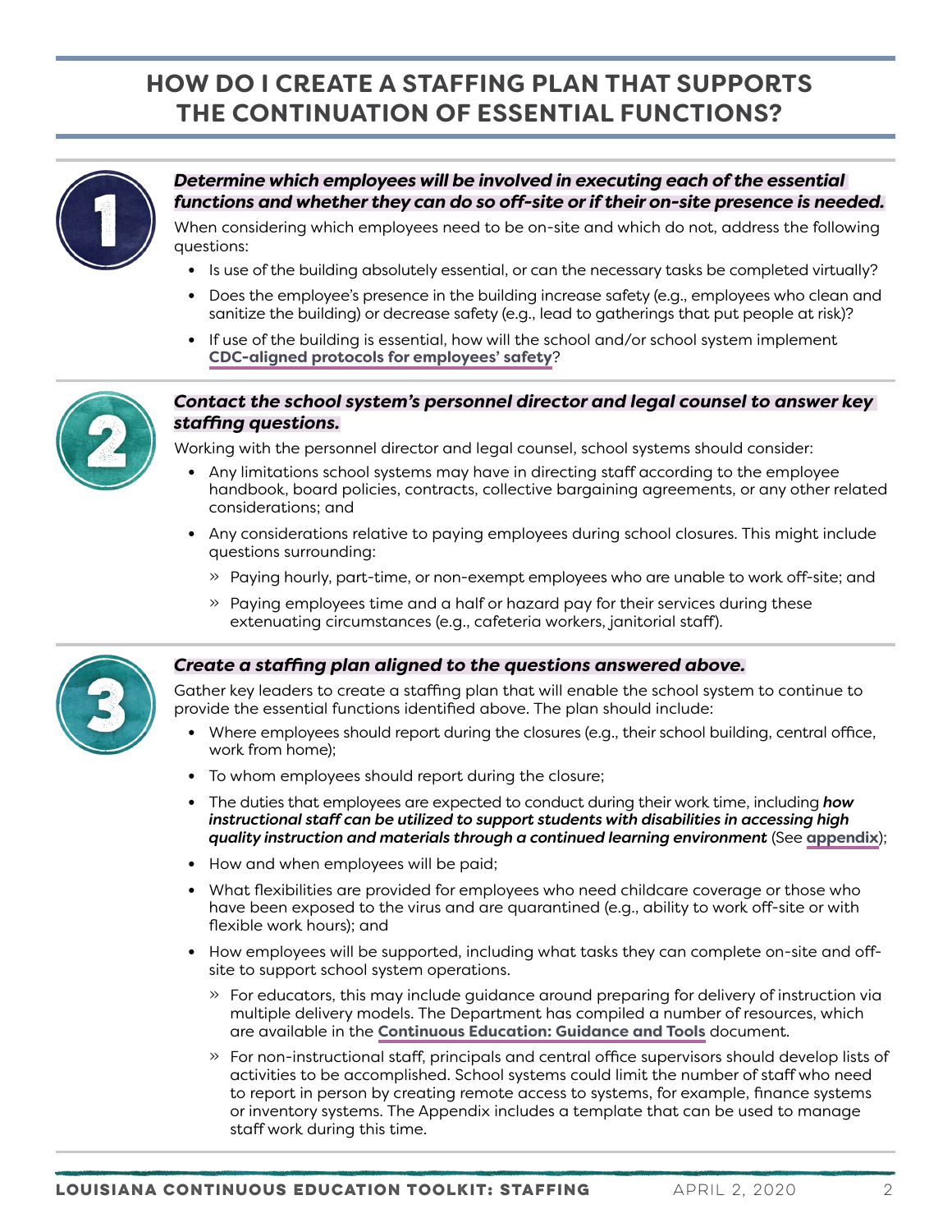# HOW DO I CREATE A STAFFING PLAN THAT SUPPORTS THE CONTINUATION OF ESSENTIAL FUNCTIONS?

## 1

***Determine which employees will be involved in executing each of the essential functions and whether they can do so off-site or if their on-site presence is needed.***

When considering which employees need to be on-site and which do not, address the following questions:

- Is use of the building absolutely essential, or can the necessary tasks be completed virtually?
- Does the employee's presence in the building increase safety (e.g., employees who clean and sanitize the building) or decrease safety (e.g., lead to gatherings that put people at risk)?
- If use of the building is essential, how will the school and/or school system implement **CDC-aligned protocols for employees' safety**?

## 2

***Contact the school system's personnel director and legal counsel to answer key staffing questions.***

Working with the personnel director and legal counsel, school systems should consider:

- Any limitations school systems may have in directing staff according to the employee handbook, board policies, contracts, collective bargaining agreements, or any other related considerations; and
- Any considerations relative to paying employees during school closures. This might include questions surrounding:
  - Paying hourly, part-time, or non-exempt employees who are unable to work off-site; and
  - Paying employees time and a half or hazard pay for their services during these extenuating circumstances (e.g., cafeteria workers, janitorial staff).

## 3

***Create a staffing plan aligned to the questions answered above.***

Gather key leaders to create a staffing plan that will enable the school system to continue to provide the essential functions identified above. The plan should include:

- Where employees should report during the closures (e.g., their school building, central office, work from home);
- To whom employees should report during the closure;
- The duties that employees are expected to conduct during their work time, including ***how instructional staff can be utilized to support students with disabilities in accessing high quality instruction and materials through a continued learning environment*** (See **appendix**);
- How and when employees will be paid;
- What flexibilities are provided for employees who need childcare coverage or those who have been exposed to the virus and are quarantined (e.g., ability to work off-site or with flexible work hours); and
- How employees will be supported, including what tasks they can complete on-site and off-site to support school system operations.
  - For educators, this may include guidance around preparing for delivery of instruction via multiple delivery models. The Department has compiled a number of resources, which are available in the **Continuous Education: Guidance and Tools** document.
  - For non-instructional staff, principals and central office supervisors should develop lists of activities to be accomplished. School systems could limit the number of staff who need to report in person by creating remote access to systems, for example, finance systems or inventory systems. The Appendix includes a template that can be used to manage staff work during this time.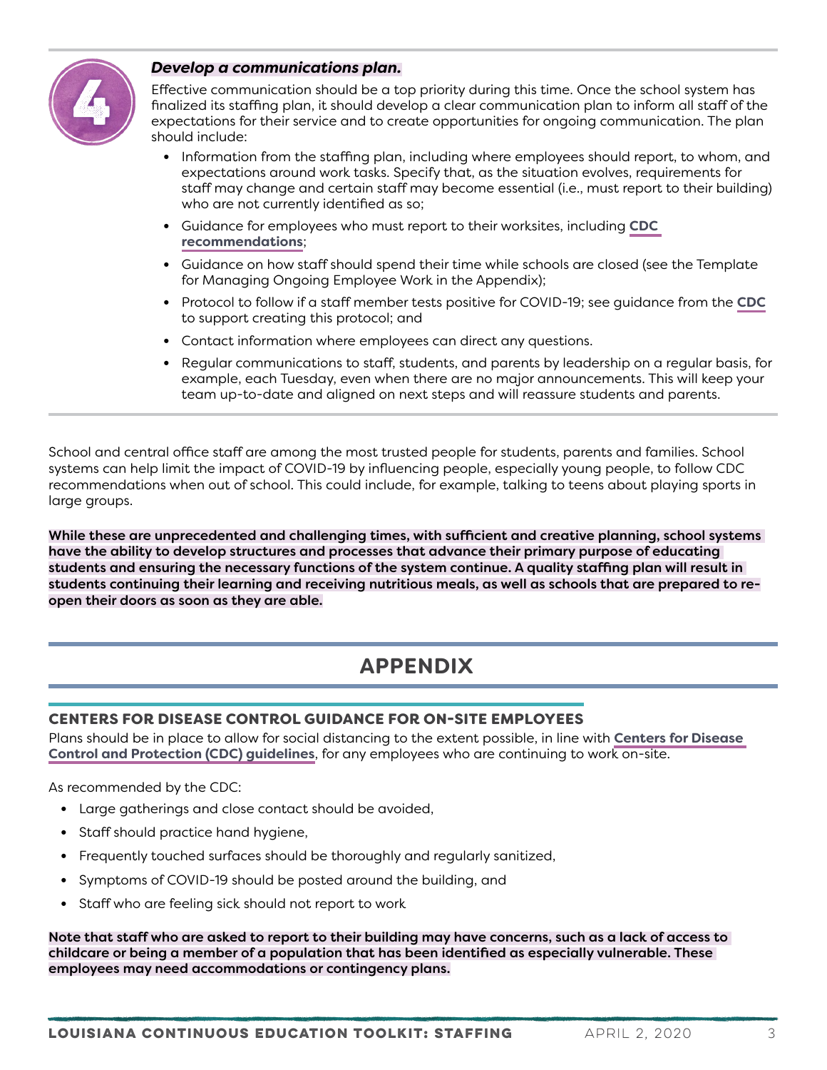## 4 *Develop a communications plan.*

Effective communication should be a top priority during this time. Once the school system has finalized its staffing plan, it should develop a clear communication plan to inform all staff of the expectations for their service and to create opportunities for ongoing communication. The plan should include:

- Information from the staffing plan, including where employees should report, to whom, and expectations around work tasks. Specify that, as the situation evolves, requirements for staff may change and certain staff may become essential (i.e., must report to their building) who are not currently identified as so;
- Guidance for employees who must report to their worksites, including **CDC recommendations**;
- Guidance on how staff should spend their time while schools are closed (see the Template for Managing Ongoing Employee Work in the Appendix);
- Protocol to follow if a staff member tests positive for COVID-19; see guidance from the **CDC** to support creating this protocol; and
- Contact information where employees can direct any questions.
- Regular communications to staff, students, and parents by leadership on a regular basis, for example, each Tuesday, even when there are no major announcements. This will keep your team up-to-date and aligned on next steps and will reassure students and parents.

School and central office staff are among the most trusted people for students, parents and families. School systems can help limit the impact of COVID-19 by influencing people, especially young people, to follow CDC recommendations when out of school. This could include, for example, talking to teens about playing sports in large groups.

**While these are unprecedented and challenging times, with sufficient and creative planning, school systems have the ability to develop structures and processes that advance their primary purpose of educating students and ensuring the necessary functions of the system continue. A quality staffing plan will result in students continuing their learning and receiving nutritious meals, as well as schools that are prepared to re-open their doors as soon as they are able.**

# APPENDIX

### CENTERS FOR DISEASE CONTROL GUIDANCE FOR ON-SITE EMPLOYEES

Plans should be in place to allow for social distancing to the extent possible, in line with **Centers for Disease Control and Protection (CDC) guidelines**, for any employees who are continuing to work on-site.

As recommended by the CDC:

- Large gatherings and close contact should be avoided,
- Staff should practice hand hygiene,
- Frequently touched surfaces should be thoroughly and regularly sanitized,
- Symptoms of COVID-19 should be posted around the building, and
- Staff who are feeling sick should not report to work

**Note that staff who are asked to report to their building may have concerns, such as a lack of access to childcare or being a member of a population that has been identified as especially vulnerable. These employees may need accommodations or contingency plans.**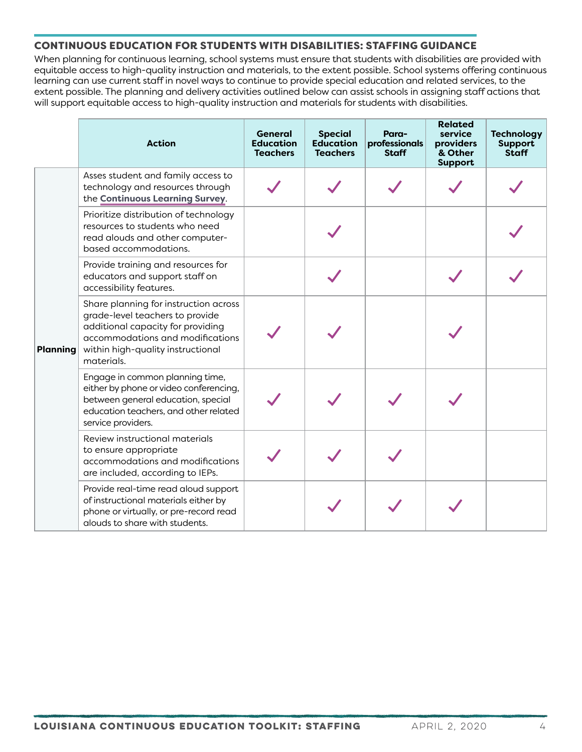## CONTINUOUS EDUCATION FOR STUDENTS WITH DISABILITIES: STAFFING GUIDANCE

When planning for continuous learning, school systems must ensure that students with disabilities are provided with equitable access to high-quality instruction and materials, to the extent possible. School systems offering continuous learning can use current staff in novel ways to continue to provide special education and related services, to the extent possible. The planning and delivery activities outlined below can assist schools in assigning staff actions that will support equitable access to high-quality instruction and materials for students with disabilities.

| | Action | General Education Teachers | Special Education Teachers | Para-professionals Staff | Related service providers & Other Support | Technology Support Staff |
|---|---|---|---|---|---|---|
| Planning | Asses student and family access to technology and resources through the **Continuous Learning Survey**. | ✓ | ✓ | ✓ | ✓ | ✓ |
| | Prioritize distribution of technology resources to students who need read alouds and other computer-based accommodations. | | ✓ | | | ✓ |
| | Provide training and resources for educators and support staff on accessibility features. | | ✓ | | ✓ | ✓ |
| | Share planning for instruction across grade-level teachers to provide additional capacity for providing accommodations and modifications within high-quality instructional materials. | ✓ | ✓ | | ✓ | |
| | Engage in common planning time, either by phone or video conferencing, between general education, special education teachers, and other related service providers. | ✓ | ✓ | ✓ | ✓ | |
| | Review instructional materials to ensure appropriate accommodations and modifications are included, according to IEPs. | ✓ | ✓ | ✓ | | |
| | Provide real-time read aloud support of instructional materials either by phone or virtually, or pre-record read alouds to share with students. | | ✓ | ✓ | ✓ | |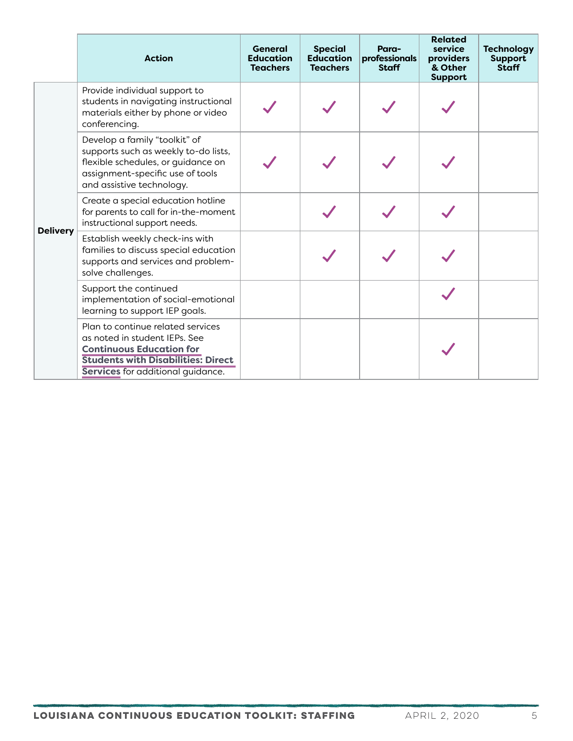|  | Action | General Education Teachers | Special Education Teachers | Para-professionals Staff | Related service providers & Other Support | Technology Support Staff |
|---|---|---|---|---|---|---|
| **Delivery** | Provide individual support to students in navigating instructional materials either by phone or video conferencing. | ✓ | ✓ | ✓ | ✓ |  |
|  | Develop a family "toolkit" of supports such as weekly to-do lists, flexible schedules, or guidance on assignment-specific use of tools and assistive technology. | ✓ | ✓ | ✓ | ✓ |  |
|  | Create a special education hotline for parents to call for in-the-moment instructional support needs. |  | ✓ | ✓ | ✓ |  |
|  | Establish weekly check-ins with families to discuss special education supports and services and problem-solve challenges. |  | ✓ | ✓ | ✓ |  |
|  | Support the continued implementation of social-emotional learning to support IEP goals. |  |  |  | ✓ |  |
|  | Plan to continue related services as noted in student IEPs. See **Continuous Education for Students with Disabilities: Direct Services** for additional guidance. |  |  |  | ✓ |  |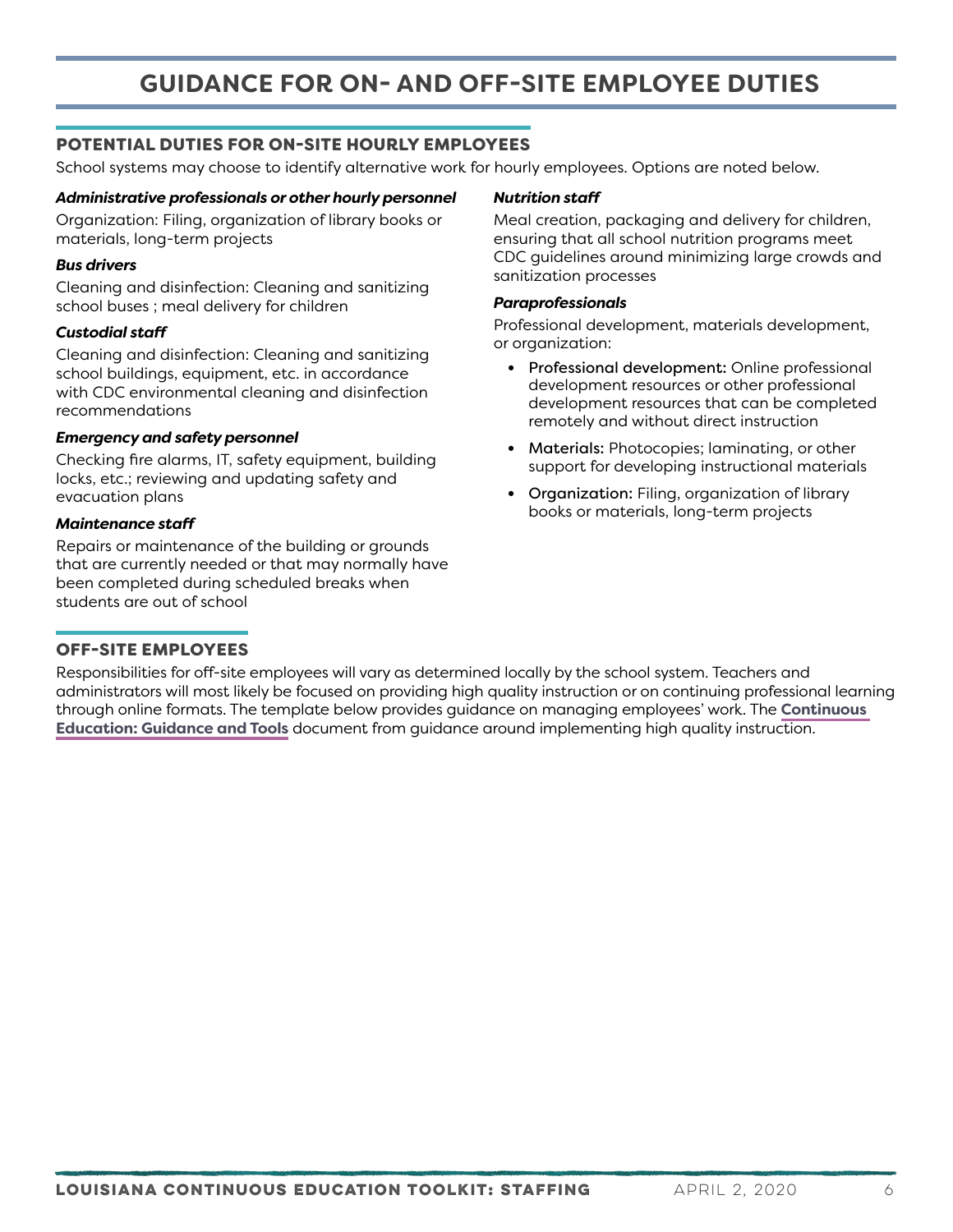# GUIDANCE FOR ON- AND OFF-SITE EMPLOYEE DUTIES

## POTENTIAL DUTIES FOR ON-SITE HOURLY EMPLOYEES

School systems may choose to identify alternative work for hourly employees. Options are noted below.

***Administrative professionals or other hourly personnel***

Organization: Filing, organization of library books or materials, long-term projects

***Bus drivers***

Cleaning and disinfection: Cleaning and sanitizing school buses ; meal delivery for children

***Custodial staff***

Cleaning and disinfection: Cleaning and sanitizing school buildings, equipment, etc. in accordance with CDC environmental cleaning and disinfection recommendations

***Emergency and safety personnel***

Checking fire alarms, IT, safety equipment, building locks, etc.; reviewing and updating safety and evacuation plans

***Maintenance staff***

Repairs or maintenance of the building or grounds that are currently needed or that may normally have been completed during scheduled breaks when students are out of school

***Nutrition staff***

Meal creation, packaging and delivery for children, ensuring that all school nutrition programs meet CDC guidelines around minimizing large crowds and sanitization processes

***Paraprofessionals***

Professional development, materials development, or organization:

- Professional development: Online professional development resources or other professional development resources that can be completed remotely and without direct instruction
- Materials: Photocopies; laminating, or other support for developing instructional materials
- Organization: Filing, organization of library books or materials, long-term projects

## OFF-SITE EMPLOYEES

Responsibilities for off-site employees will vary as determined locally by the school system. Teachers and administrators will most likely be focused on providing high quality instruction or on continuing professional learning through online formats. The template below provides guidance on managing employees' work. The **Continuous Education: Guidance and Tools** document from guidance around implementing high quality instruction.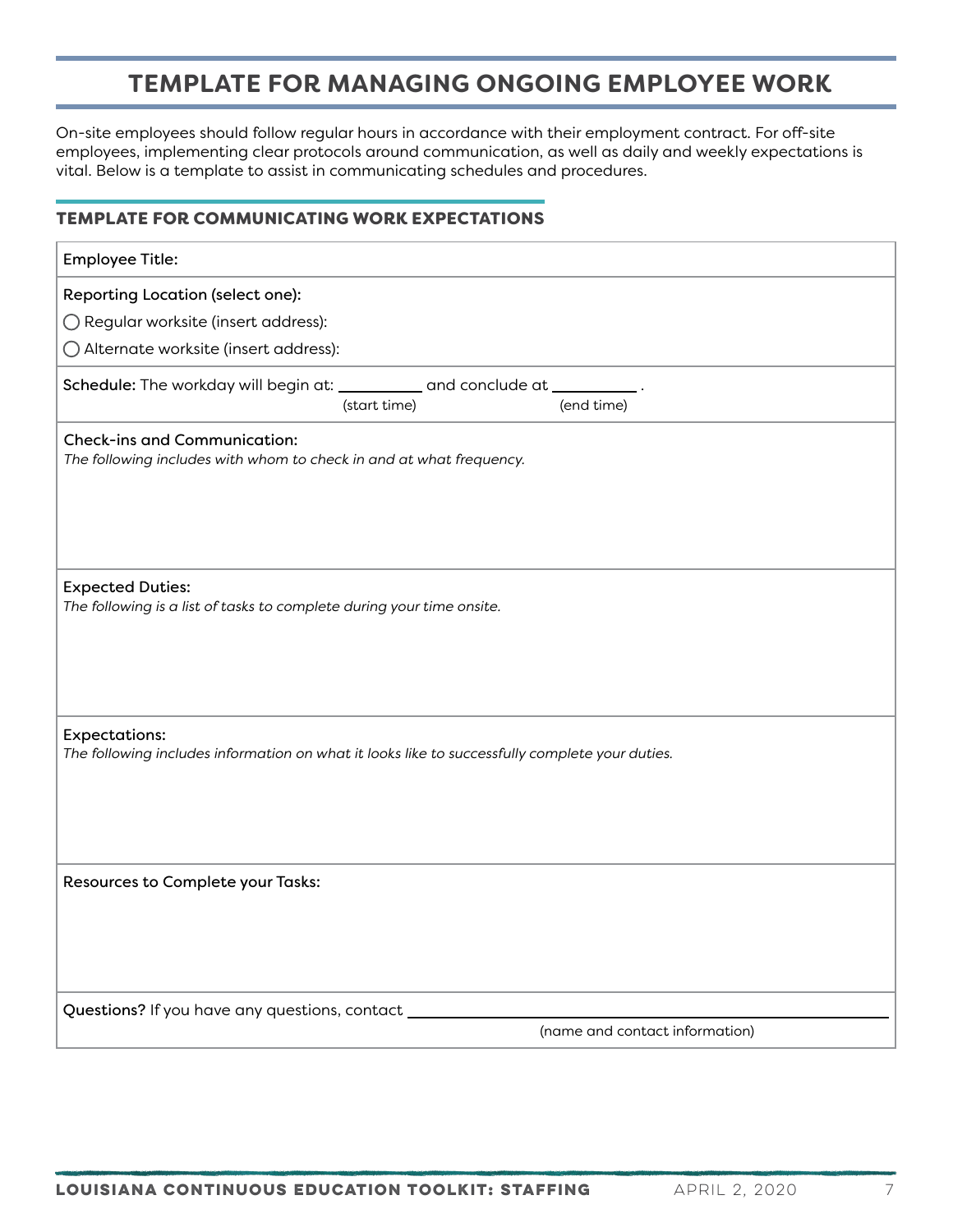# TEMPLATE FOR MANAGING ONGOING EMPLOYEE WORK

On-site employees should follow regular hours in accordance with their employment contract. For off-site employees, implementing clear protocols around communication, as well as daily and weekly expectations is vital. Below is a template to assist in communicating schedules and procedures.

## TEMPLATE FOR COMMUNICATING WORK EXPECTATIONS

| Employee Title: |
|---|
| Reporting Location (select one):<br>◯ Regular worksite (insert address):<br>◯ Alternate worksite (insert address): |
| **Schedule:** The workday will begin at: __________ (start time) and conclude at __________ (end time). |
| Check-ins and Communication:<br>*The following includes with whom to check in and at what frequency.* |
| Expected Duties:<br>*The following is a list of tasks to complete during your time onsite.* |
| Expectations:<br>*The following includes information on what it looks like to successfully complete your duties.* |
| Resources to Complete your Tasks: |
| **Questions?** If you have any questions, contact ______________________________ (name and contact information) |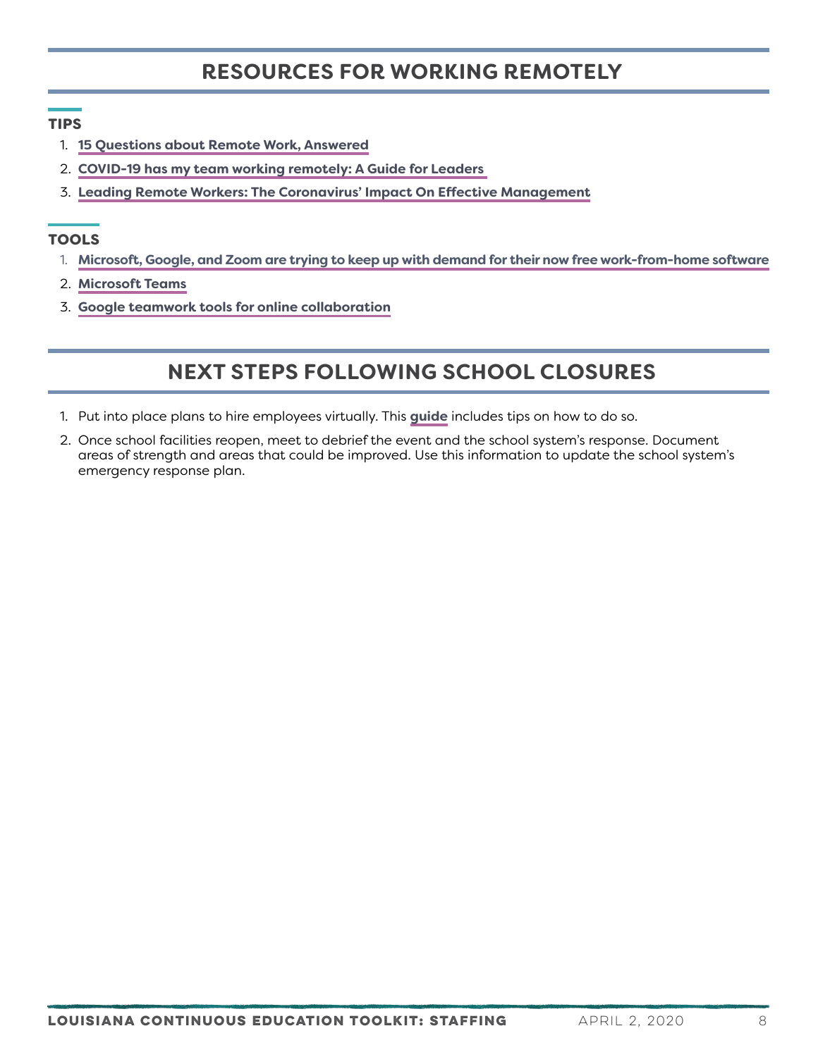## RESOURCES FOR WORKING REMOTELY

### TIPS

1. **15 Questions about Remote Work, Answered**
2. **COVID-19 has my team working remotely: A Guide for Leaders**
3. **Leading Remote Workers: The Coronavirus' Impact On Effective Management**

### TOOLS

1. **Microsoft, Google, and Zoom are trying to keep up with demand for their now free work-from-home software**
2. **Microsoft Teams**
3. **Google teamwork tools for online collaboration**

## NEXT STEPS FOLLOWING SCHOOL CLOSURES

1. Put into place plans to hire employees virtually. This **guide** includes tips on how to do so.
2. Once school facilities reopen, meet to debrief the event and the school system's response. Document areas of strength and areas that could be improved. Use this information to update the school system's emergency response plan.